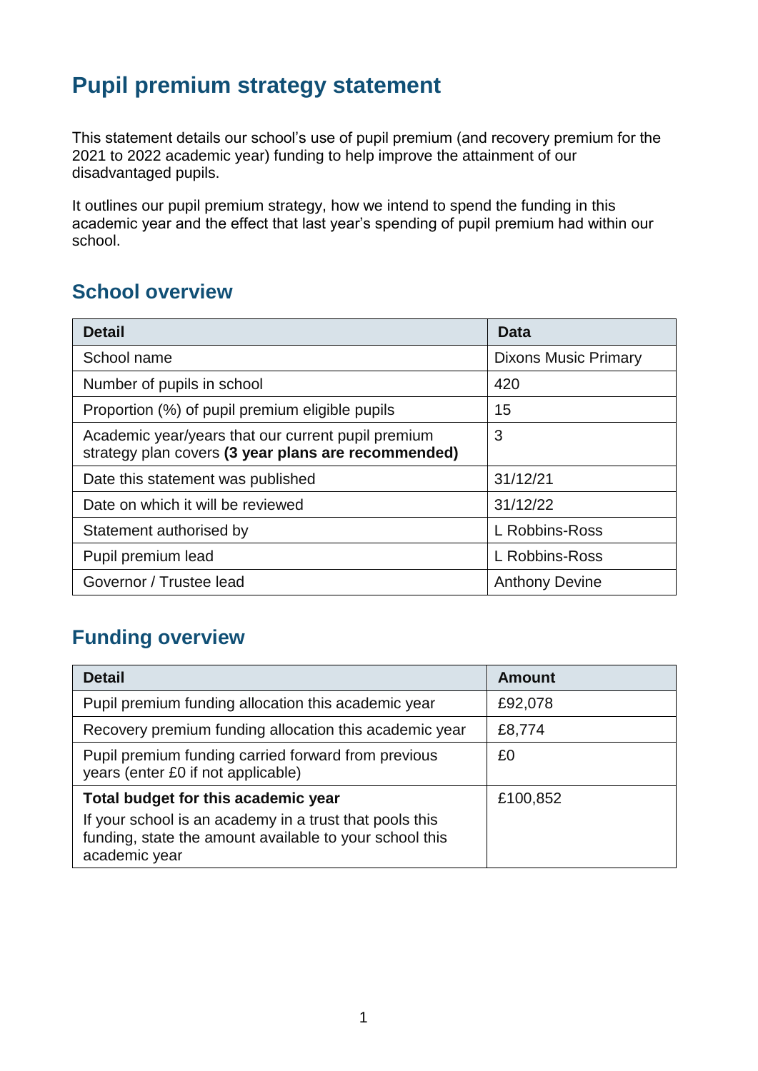# Pupil premium strategy statement

This statement details our school's use of pupil premium (and recovery premium for the 2021 to 2022 academic year) funding to help improve the attainment of our disadvantaged pupils.

It outlines our pupil premium strategy, how we intend to spend the funding in this academic year and the effect that last year's spending of pupil premium had within our school.

## School overview

| Detail | Data |
|---|---|
| School name | Dixons Music Primary |
| Number of pupils in school | 420 |
| Proportion (%) of pupil premium eligible pupils | 15 |
| Academic year/years that our current pupil premium strategy plan covers **(3 year plans are recommended)** | 3 |
| Date this statement was published | 31/12/21 |
| Date on which it will be reviewed | 31/12/22 |
| Statement authorised by | L Robbins-Ross |
| Pupil premium lead | L Robbins-Ross |
| Governor / Trustee lead | Anthony Devine |

## Funding overview

| Detail | Amount |
|---|---|
| Pupil premium funding allocation this academic year | £92,078 |
| Recovery premium funding allocation this academic year | £8,774 |
| Pupil premium funding carried forward from previous years (enter £0 if not applicable) | £0 |
| **Total budget for this academic year**<br>If your school is an academy in a trust that pools this funding, state the amount available to your school this academic year | £100,852 |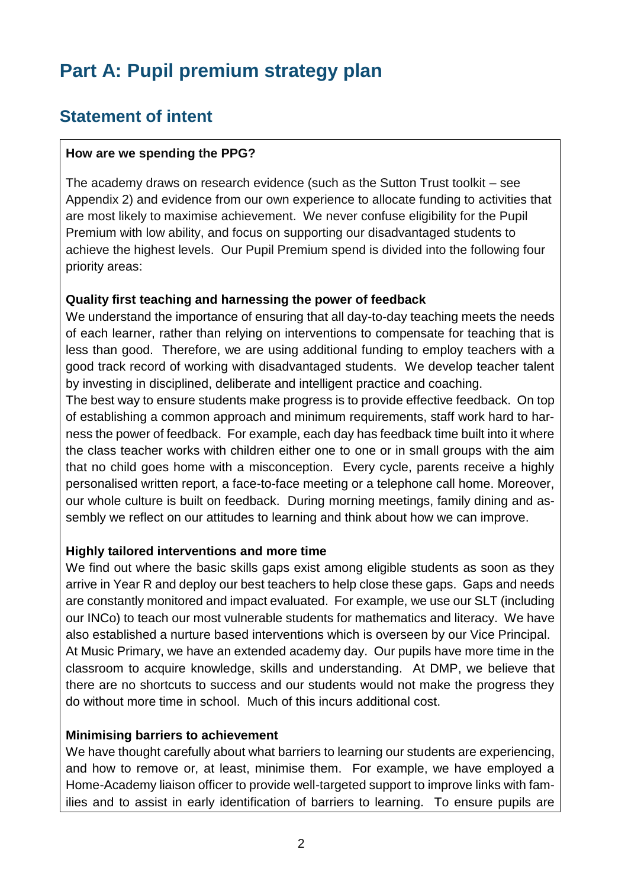# Part A: Pupil premium strategy plan

## Statement of intent

**How are we spending the PPG?**

The academy draws on research evidence (such as the Sutton Trust toolkit – see Appendix 2) and evidence from our own experience to allocate funding to activities that are most likely to maximise achievement. We never confuse eligibility for the Pupil Premium with low ability, and focus on supporting our disadvantaged students to achieve the highest levels. Our Pupil Premium spend is divided into the following four priority areas:

**Quality first teaching and harnessing the power of feedback**

We understand the importance of ensuring that all day-to-day teaching meets the needs of each learner, rather than relying on interventions to compensate for teaching that is less than good. Therefore, we are using additional funding to employ teachers with a good track record of working with disadvantaged students. We develop teacher talent by investing in disciplined, deliberate and intelligent practice and coaching.

The best way to ensure students make progress is to provide effective feedback. On top of establishing a common approach and minimum requirements, staff work hard to harness the power of feedback. For example, each day has feedback time built into it where the class teacher works with children either one to one or in small groups with the aim that no child goes home with a misconception. Every cycle, parents receive a highly personalised written report, a face-to-face meeting or a telephone call home. Moreover, our whole culture is built on feedback. During morning meetings, family dining and assembly we reflect on our attitudes to learning and think about how we can improve.

**Highly tailored interventions and more time**

We find out where the basic skills gaps exist among eligible students as soon as they arrive in Year R and deploy our best teachers to help close these gaps. Gaps and needs are constantly monitored and impact evaluated. For example, we use our SLT (including our INCo) to teach our most vulnerable students for mathematics and literacy. We have also established a nurture based interventions which is overseen by our Vice Principal.

At Music Primary, we have an extended academy day. Our pupils have more time in the classroom to acquire knowledge, skills and understanding. At DMP, we believe that there are no shortcuts to success and our students would not make the progress they do without more time in school. Much of this incurs additional cost.

**Minimising barriers to achievement**

We have thought carefully about what barriers to learning our students are experiencing, and how to remove or, at least, minimise them. For example, we have employed a Home-Academy liaison officer to provide well-targeted support to improve links with families and to assist in early identification of barriers to learning. To ensure pupils are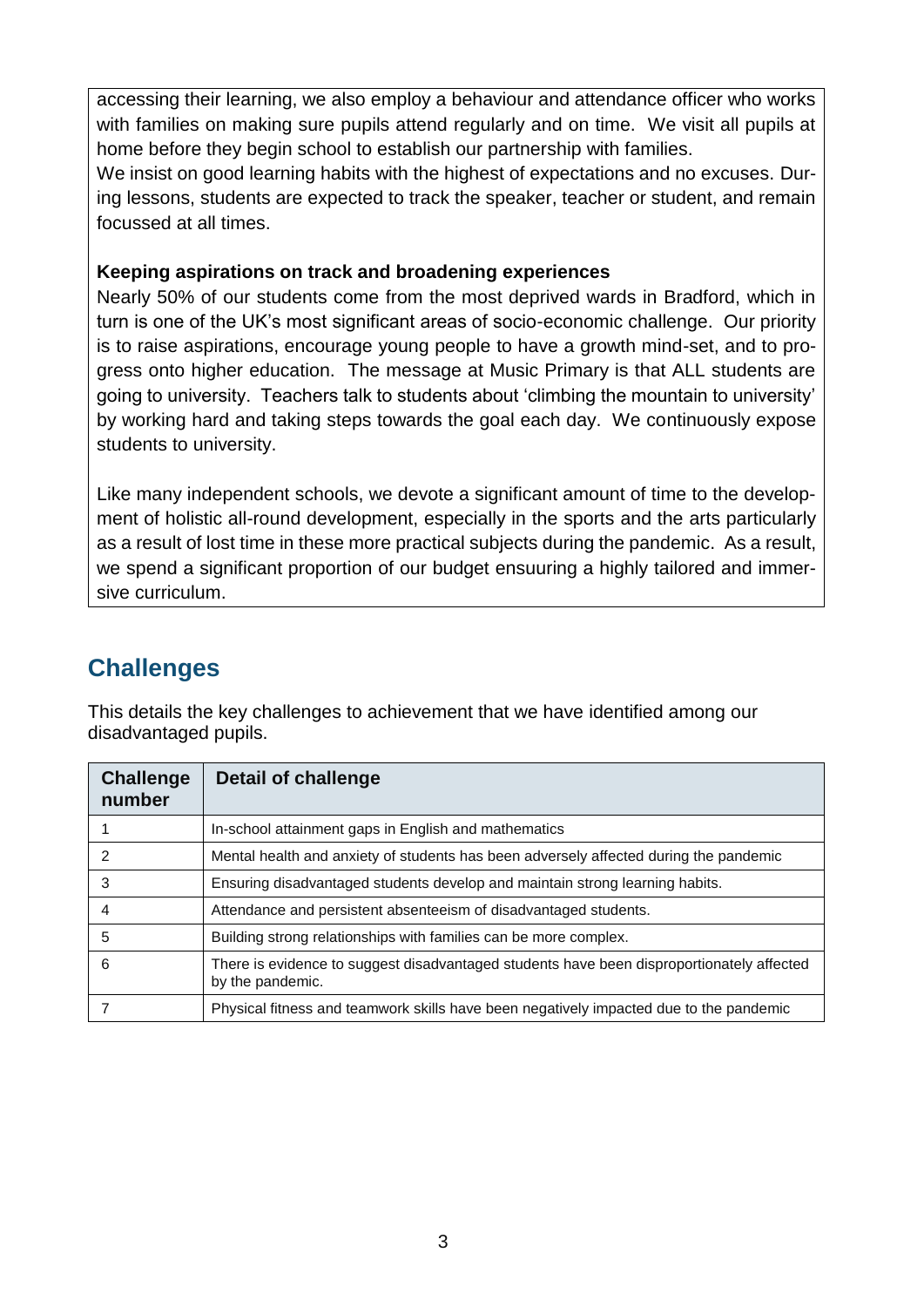accessing their learning, we also employ a behaviour and attendance officer who works with families on making sure pupils attend regularly and on time. We visit all pupils at home before they begin school to establish our partnership with families.

We insist on good learning habits with the highest of expectations and no excuses. During lessons, students are expected to track the speaker, teacher or student, and remain focussed at all times.

**Keeping aspirations on track and broadening experiences**

Nearly 50% of our students come from the most deprived wards in Bradford, which in turn is one of the UK's most significant areas of socio-economic challenge. Our priority is to raise aspirations, encourage young people to have a growth mind-set, and to progress onto higher education. The message at Music Primary is that ALL students are going to university. Teachers talk to students about 'climbing the mountain to university' by working hard and taking steps towards the goal each day. We continuously expose students to university.

Like many independent schools, we devote a significant amount of time to the development of holistic all-round development, especially in the sports and the arts particularly as a result of lost time in these more practical subjects during the pandemic. As a result, we spend a significant proportion of our budget ensuuring a highly tailored and immersive curriculum.

## Challenges

This details the key challenges to achievement that we have identified among our disadvantaged pupils.

| Challenge number | Detail of challenge |
|---|---|
| 1 | In-school attainment gaps in English and mathematics |
| 2 | Mental health and anxiety of students has been adversely affected during the pandemic |
| 3 | Ensuring disadvantaged students develop and maintain strong learning habits. |
| 4 | Attendance and persistent absenteeism of disadvantaged students. |
| 5 | Building strong relationships with families can be more complex. |
| 6 | There is evidence to suggest disadvantaged students have been disproportionately affected by the pandemic. |
| 7 | Physical fitness and teamwork skills have been negatively impacted due to the pandemic |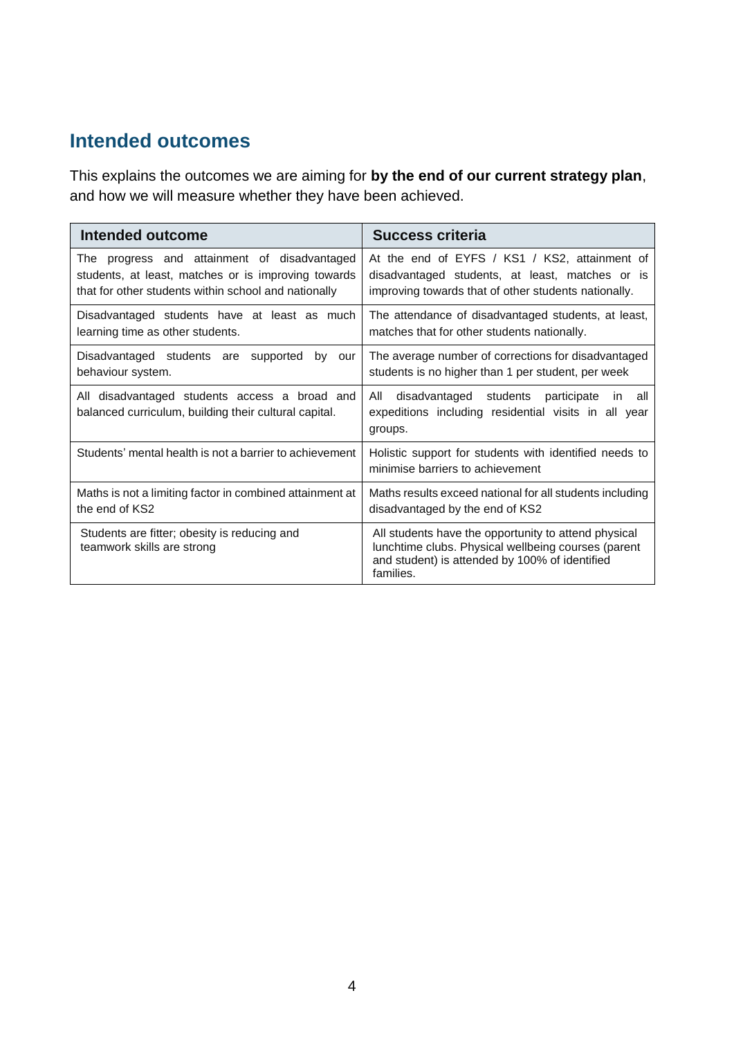## Intended outcomes

This explains the outcomes we are aiming for **by the end of our current strategy plan**, and how we will measure whether they have been achieved.

| Intended outcome | Success criteria |
| --- | --- |
| The progress and attainment of disadvantaged students, at least, matches or is improving towards that for other students within school and nationally | At the end of EYFS / KS1 / KS2, attainment of disadvantaged students, at least, matches or is improving towards that of other students nationally. |
| Disadvantaged students have at least as much learning time as other students. | The attendance of disadvantaged students, at least, matches that for other students nationally. |
| Disadvantaged students are supported by our behaviour system. | The average number of corrections for disadvantaged students is no higher than 1 per student, per week |
| All disadvantaged students access a broad and balanced curriculum, building their cultural capital. | All disadvantaged students participate in all expeditions including residential visits in all year groups. |
| Students' mental health is not a barrier to achievement | Holistic support for students with identified needs to minimise barriers to achievement |
| Maths is not a limiting factor in combined attainment at the end of KS2 | Maths results exceed national for all students including disadvantaged by the end of KS2 |
| Students are fitter; obesity is reducing and teamwork skills are strong | All students have the opportunity to attend physical lunchtime clubs. Physical wellbeing courses (parent and student) is attended by 100% of identified families. |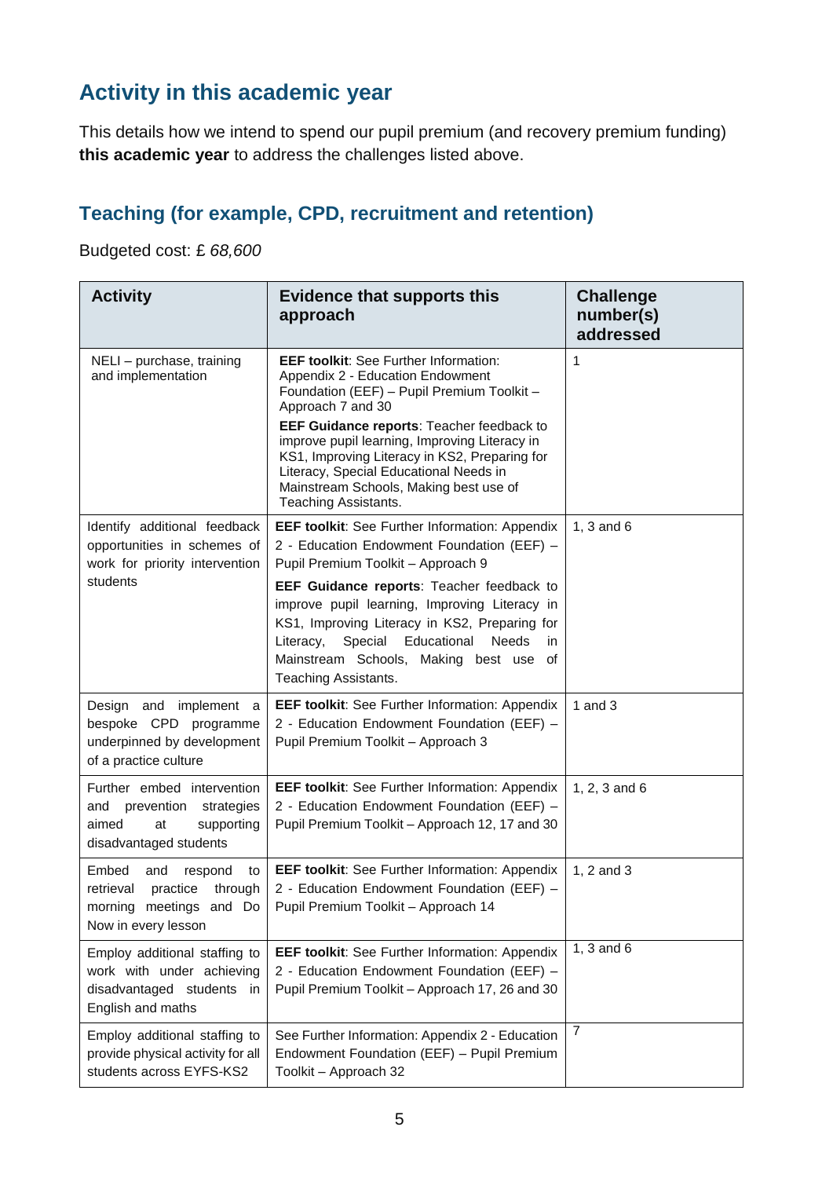## Activity in this academic year

This details how we intend to spend our pupil premium (and recovery premium funding) **this academic year** to address the challenges listed above.

### Teaching (for example, CPD, recruitment and retention)

Budgeted cost: £ *68,600*

| Activity | Evidence that supports this approach | Challenge number(s) addressed |
|---|---|---|
| NELI – purchase, training and implementation | **EEF toolkit**: See Further Information: Appendix 2 - Education Endowment Foundation (EEF) – Pupil Premium Toolkit – Approach 7 and 30<br>**EEF Guidance reports**: Teacher feedback to improve pupil learning, Improving Literacy in KS1, Improving Literacy in KS2, Preparing for Literacy, Special Educational Needs in Mainstream Schools, Making best use of Teaching Assistants. | 1 |
| Identify additional feedback opportunities in schemes of work for priority intervention students | **EEF toolkit**: See Further Information: Appendix 2 - Education Endowment Foundation (EEF) – Pupil Premium Toolkit – Approach 9<br>**EEF Guidance reports**: Teacher feedback to improve pupil learning, Improving Literacy in KS1, Improving Literacy in KS2, Preparing for Literacy, Special Educational Needs in Mainstream Schools, Making best use of Teaching Assistants. | 1, 3 and 6 |
| Design and implement a bespoke CPD programme underpinned by development of a practice culture | **EEF toolkit**: See Further Information: Appendix 2 - Education Endowment Foundation (EEF) – Pupil Premium Toolkit – Approach 3 | 1 and 3 |
| Further embed intervention and prevention strategies aimed at supporting disadvantaged students | **EEF toolkit**: See Further Information: Appendix 2 - Education Endowment Foundation (EEF) – Pupil Premium Toolkit – Approach 12, 17 and 30 | 1, 2, 3 and 6 |
| Embed and respond to retrieval practice through morning meetings and Do Now in every lesson | **EEF toolkit**: See Further Information: Appendix 2 - Education Endowment Foundation (EEF) – Pupil Premium Toolkit – Approach 14 | 1, 2 and 3 |
| Employ additional staffing to work with under achieving disadvantaged students in English and maths | **EEF toolkit**: See Further Information: Appendix 2 - Education Endowment Foundation (EEF) – Pupil Premium Toolkit – Approach 17, 26 and 30 | 1, 3 and 6 |
| Employ additional staffing to provide physical activity for all students across EYFS-KS2 | See Further Information: Appendix 2 - Education Endowment Foundation (EEF) – Pupil Premium Toolkit – Approach 32 | 7 |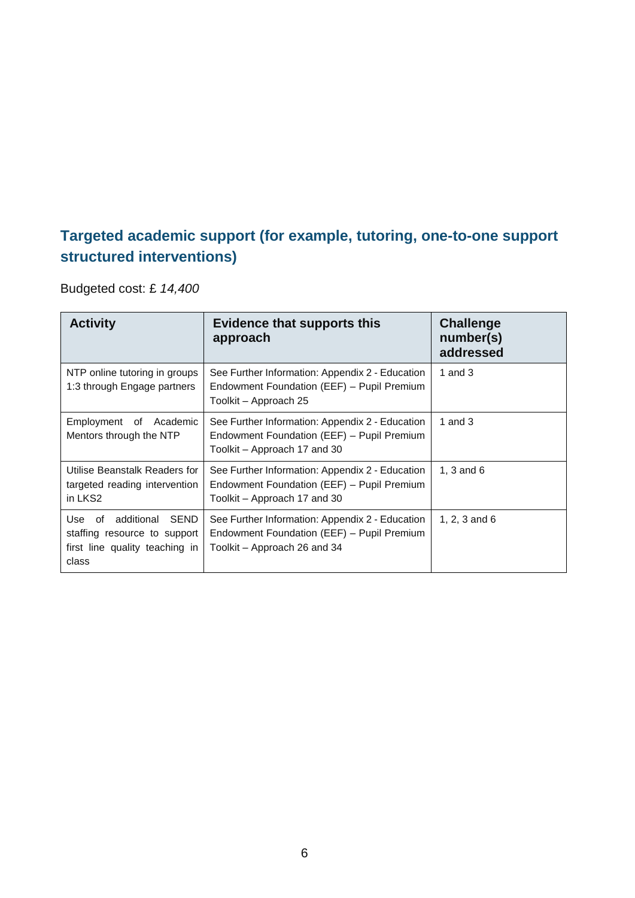## Targeted academic support (for example, tutoring, one-to-one support structured interventions)

Budgeted cost: £ *14,400*

| Activity | Evidence that supports this approach | Challenge number(s) addressed |
|---|---|---|
| NTP online tutoring in groups 1:3 through Engage partners | See Further Information: Appendix 2 - Education Endowment Foundation (EEF) – Pupil Premium Toolkit – Approach 25 | 1 and 3 |
| Employment of Academic Mentors through the NTP | See Further Information: Appendix 2 - Education Endowment Foundation (EEF) – Pupil Premium Toolkit – Approach 17 and 30 | 1 and 3 |
| Utilise Beanstalk Readers for targeted reading intervention in LKS2 | See Further Information: Appendix 2 - Education Endowment Foundation (EEF) – Pupil Premium Toolkit – Approach 17 and 30 | 1, 3 and 6 |
| Use of additional SEND staffing resource to support first line quality teaching in class | See Further Information: Appendix 2 - Education Endowment Foundation (EEF) – Pupil Premium Toolkit – Approach 26 and 34 | 1, 2, 3 and 6 |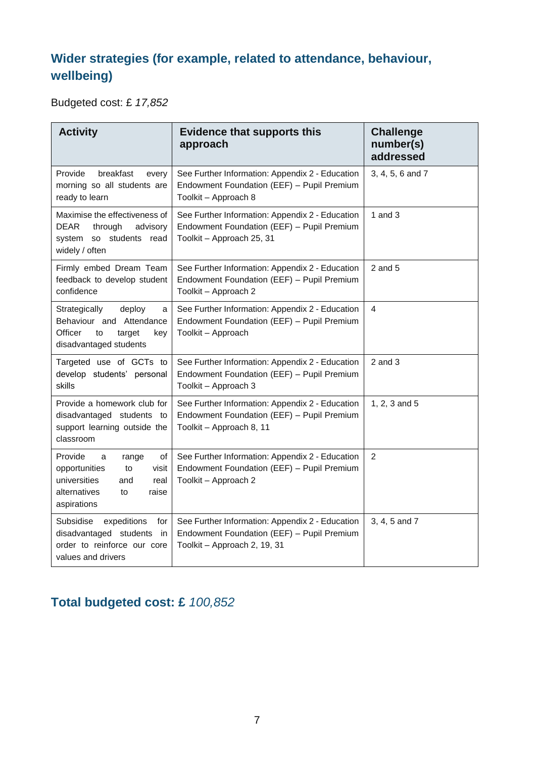## Wider strategies (for example, related to attendance, behaviour, wellbeing)

Budgeted cost: £ *17,852*

| Activity | Evidence that supports this approach | Challenge number(s) addressed |
|---|---|---|
| Provide breakfast every morning so all students are ready to learn | See Further Information: Appendix 2 - Education Endowment Foundation (EEF) – Pupil Premium Toolkit – Approach 8 | 3, 4, 5, 6 and 7 |
| Maximise the effectiveness of DEAR through advisory system so students read widely / often | See Further Information: Appendix 2 - Education Endowment Foundation (EEF) – Pupil Premium Toolkit – Approach 25, 31 | 1 and 3 |
| Firmly embed Dream Team feedback to develop student confidence | See Further Information: Appendix 2 - Education Endowment Foundation (EEF) – Pupil Premium Toolkit – Approach 2 | 2 and 5 |
| Strategically deploy a Behaviour and Attendance Officer to target key disadvantaged students | See Further Information: Appendix 2 - Education Endowment Foundation (EEF) – Pupil Premium Toolkit – Approach | 4 |
| Targeted use of GCTs to develop students' personal skills | See Further Information: Appendix 2 - Education Endowment Foundation (EEF) – Pupil Premium Toolkit – Approach 3 | 2 and 3 |
| Provide a homework club for disadvantaged students to support learning outside the classroom | See Further Information: Appendix 2 - Education Endowment Foundation (EEF) – Pupil Premium Toolkit – Approach 8, 11 | 1, 2, 3 and 5 |
| Provide a range of opportunities to visit universities and real alternatives to raise aspirations | See Further Information: Appendix 2 - Education Endowment Foundation (EEF) – Pupil Premium Toolkit – Approach 2 | 2 |
| Subsidise expeditions for disadvantaged students in order to reinforce our core values and drivers | See Further Information: Appendix 2 - Education Endowment Foundation (EEF) – Pupil Premium Toolkit – Approach 2, 19, 31 | 3, 4, 5 and 7 |

## Total budgeted cost: £ *100,852*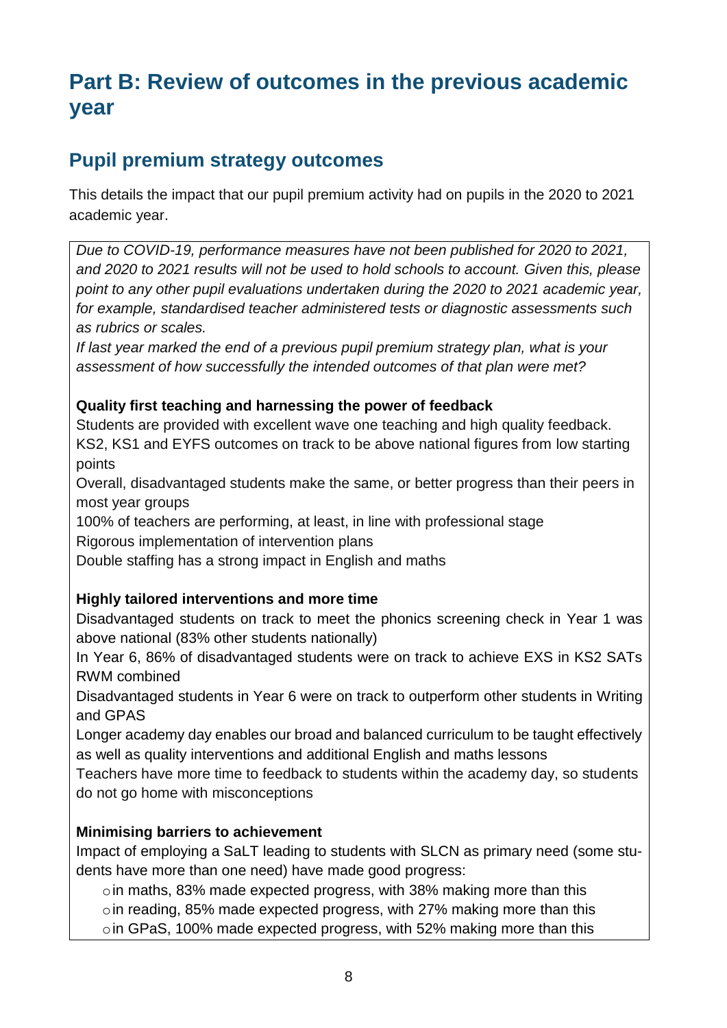# Part B: Review of outcomes in the previous academic year

## Pupil premium strategy outcomes

This details the impact that our pupil premium activity had on pupils in the 2020 to 2021 academic year.

*Due to COVID-19, performance measures have not been published for 2020 to 2021, and 2020 to 2021 results will not be used to hold schools to account. Given this, please point to any other pupil evaluations undertaken during the 2020 to 2021 academic year, for example, standardised teacher administered tests or diagnostic assessments such as rubrics or scales.*

*If last year marked the end of a previous pupil premium strategy plan, what is your assessment of how successfully the intended outcomes of that plan were met?*

**Quality first teaching and harnessing the power of feedback**

Students are provided with excellent wave one teaching and high quality feedback.

KS2, KS1 and EYFS outcomes on track to be above national figures from low starting points

Overall, disadvantaged students make the same, or better progress than their peers in most year groups

100% of teachers are performing, at least, in line with professional stage

Rigorous implementation of intervention plans

Double staffing has a strong impact in English and maths

**Highly tailored interventions and more time**

Disadvantaged students on track to meet the phonics screening check in Year 1 was above national (83% other students nationally)

In Year 6, 86% of disadvantaged students were on track to achieve EXS in KS2 SATs RWM combined

Disadvantaged students in Year 6 were on track to outperform other students in Writing and GPAS

Longer academy day enables our broad and balanced curriculum to be taught effectively as well as quality interventions and additional English and maths lessons

Teachers have more time to feedback to students within the academy day, so students do not go home with misconceptions

**Minimising barriers to achievement**

Impact of employing a SaLT leading to students with SLCN as primary need (some students have more than one need) have made good progress:

- in maths, 83% made expected progress, with 38% making more than this
- in reading, 85% made expected progress, with 27% making more than this
- in GPaS, 100% made expected progress, with 52% making more than this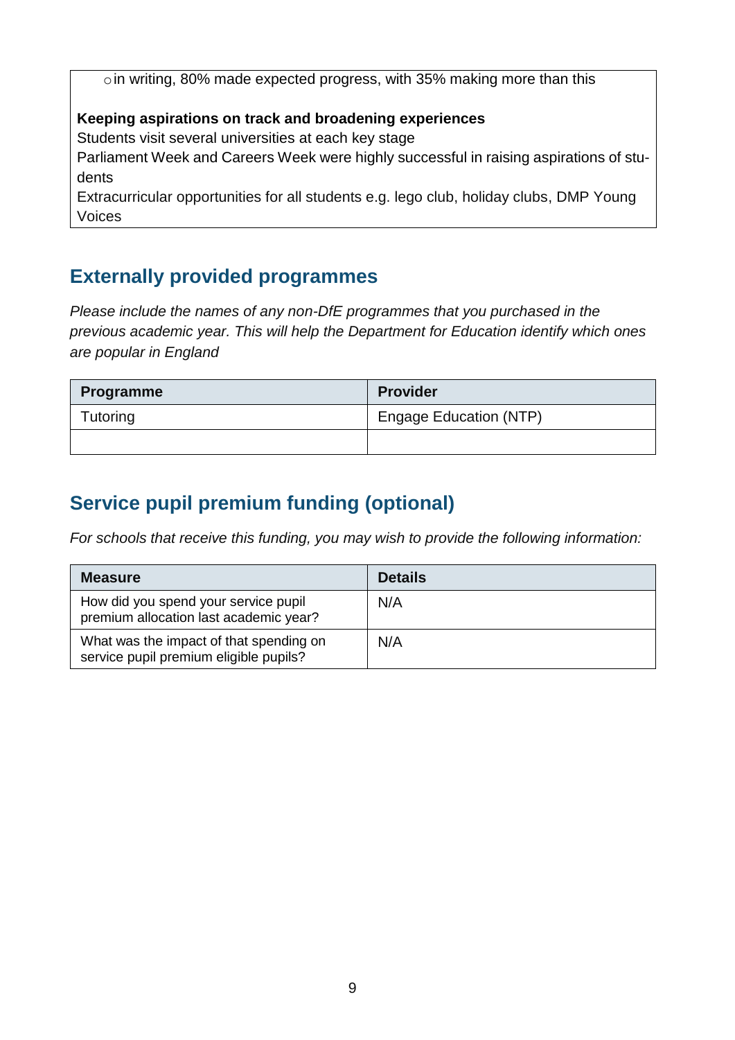- in writing, 80% made expected progress, with 35% making more than this

**Keeping aspirations on track and broadening experiences**

Students visit several universities at each key stage

Parliament Week and Careers Week were highly successful in raising aspirations of students

Extracurricular opportunities for all students e.g. lego club, holiday clubs, DMP Young Voices

## Externally provided programmes

*Please include the names of any non-DfE programmes that you purchased in the previous academic year. This will help the Department for Education identify which ones are popular in England*

| Programme | Provider |
| --- | --- |
| Tutoring | Engage Education (NTP) |
| | |

## Service pupil premium funding (optional)

*For schools that receive this funding, you may wish to provide the following information:*

| Measure | Details |
| --- | --- |
| How did you spend your service pupil premium allocation last academic year? | N/A |
| What was the impact of that spending on service pupil premium eligible pupils? | N/A |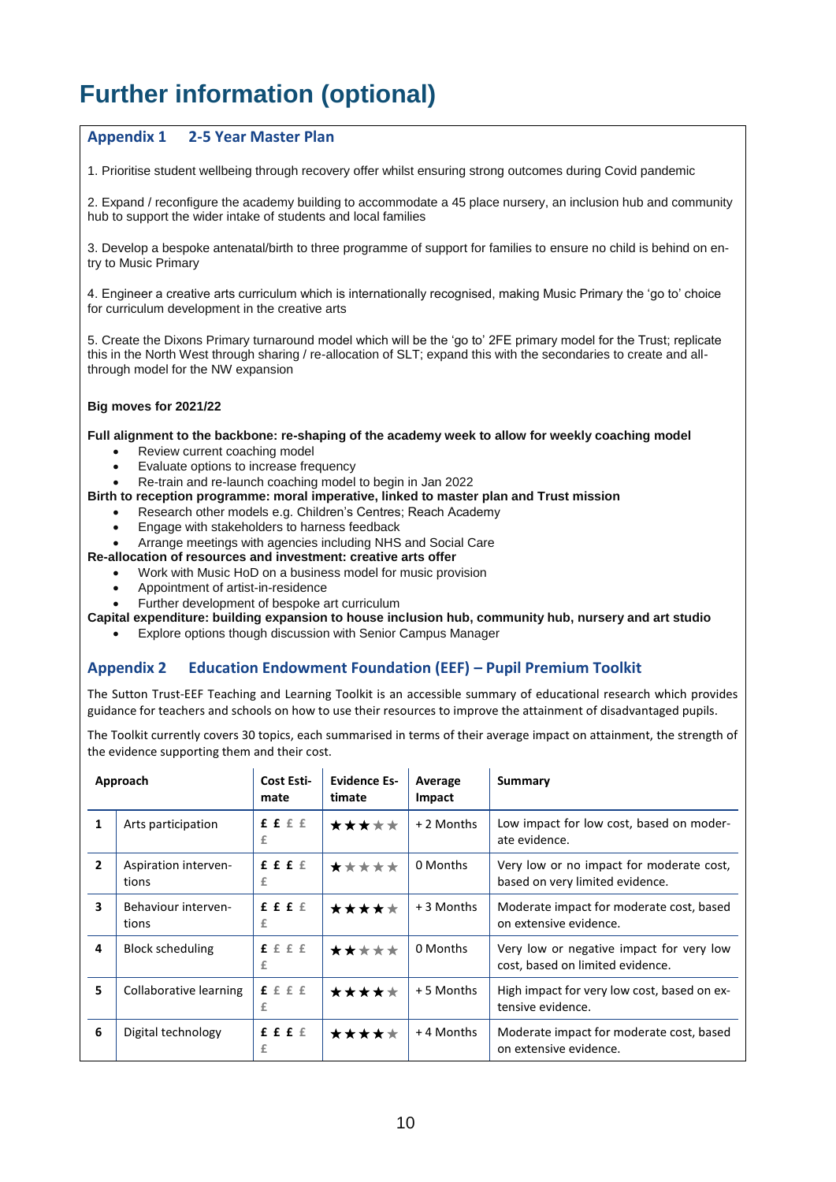# Further information (optional)

## Appendix 1 2-5 Year Master Plan

1. Prioritise student wellbeing through recovery offer whilst ensuring strong outcomes during Covid pandemic

2. Expand / reconfigure the academy building to accommodate a 45 place nursery, an inclusion hub and community hub to support the wider intake of students and local families

3. Develop a bespoke antenatal/birth to three programme of support for families to ensure no child is behind on entry to Music Primary

4. Engineer a creative arts curriculum which is internationally recognised, making Music Primary the 'go to' choice for curriculum development in the creative arts

5. Create the Dixons Primary turnaround model which will be the 'go to' 2FE primary model for the Trust; replicate this in the North West through sharing / re-allocation of SLT; expand this with the secondaries to create and all-through model for the NW expansion

**Big moves for 2021/22**

**Full alignment to the backbone: re-shaping of the academy week to allow for weekly coaching model**

- Review current coaching model
- Evaluate options to increase frequency
- Re-train and re-launch coaching model to begin in Jan 2022

**Birth to reception programme: moral imperative, linked to master plan and Trust mission**

- Research other models e.g. Children's Centres; Reach Academy
- Engage with stakeholders to harness feedback
- Arrange meetings with agencies including NHS and Social Care

**Re-allocation of resources and investment: creative arts offer**

- Work with Music HoD on a business model for music provision
- Appointment of artist-in-residence
- Further development of bespoke art curriculum

**Capital expenditure: building expansion to house inclusion hub, community hub, nursery and art studio**

- Explore options though discussion with Senior Campus Manager

## Appendix 2 Education Endowment Foundation (EEF) – Pupil Premium Toolkit

The Sutton Trust-EEF Teaching and Learning Toolkit is an accessible summary of educational research which provides guidance for teachers and schools on how to use their resources to improve the attainment of disadvantaged pupils.

The Toolkit currently covers 30 topics, each summarised in terms of their average impact on attainment, the strength of the evidence supporting them and their cost.

| | Approach | Cost Estimate | Evidence Estimate | Average Impact | Summary |
|---|---|---|---|---|---|
| 1 | Arts participation | ££ | ★★★ | + 2 Months | Low impact for low cost, based on moderate evidence. |
| 2 | Aspiration interventions | £££ | ★ | 0 Months | Very low or no impact for moderate cost, based on very limited evidence. |
| 3 | Behaviour interventions | £££ | ★★★★ | + 3 Months | Moderate impact for moderate cost, based on extensive evidence. |
| 4 | Block scheduling | £ | ★★ | 0 Months | Very low or negative impact for very low cost, based on limited evidence. |
| 5 | Collaborative learning | £ | ★★★★ | + 5 Months | High impact for very low cost, based on extensive evidence. |
| 6 | Digital technology | £££ | ★★★★ | + 4 Months | Moderate impact for moderate cost, based on extensive evidence. |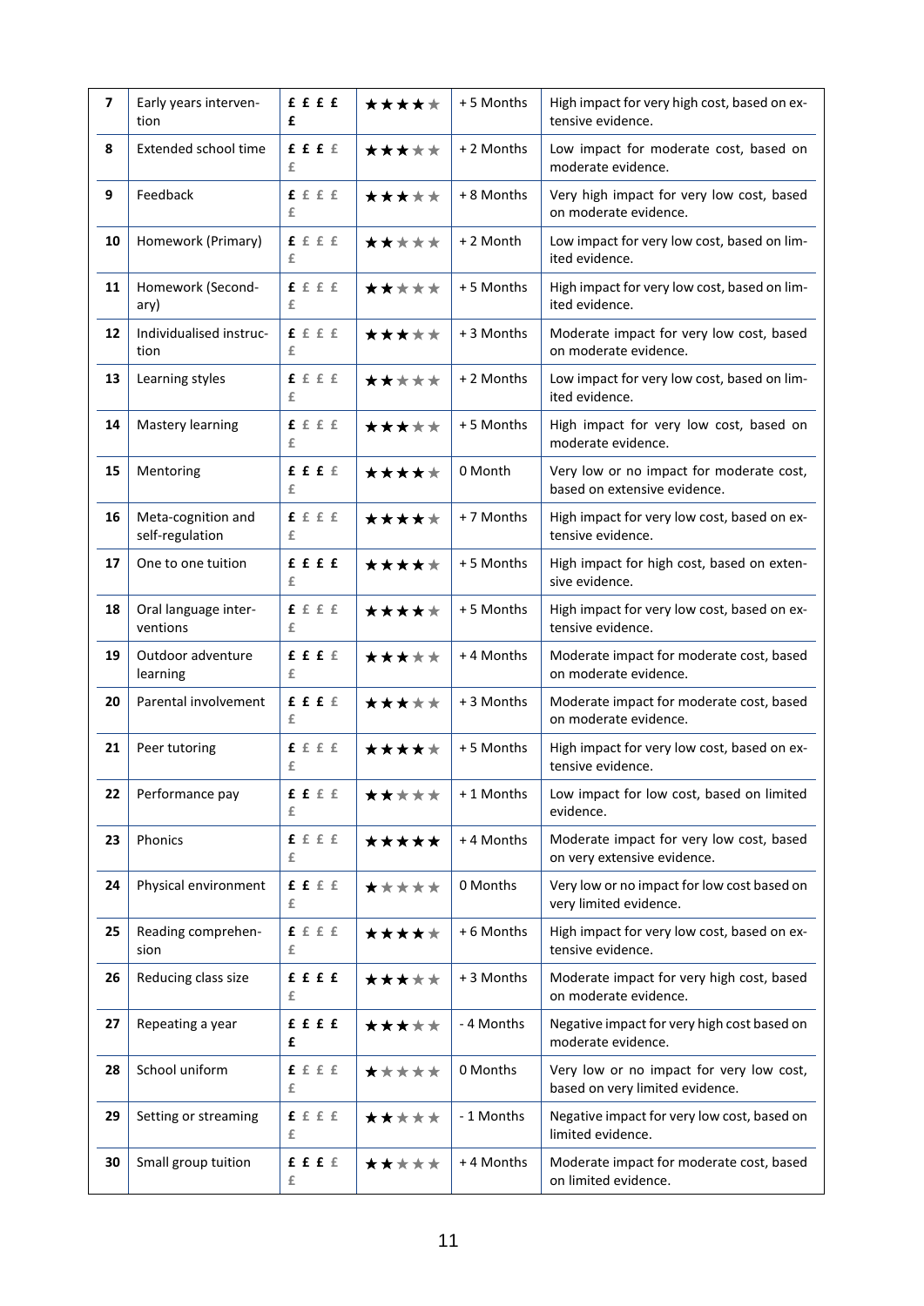| | | | | | |
|---|---|---|---|---|---|
| 7 | Early years intervention | **£ £ £ £ £** | ★★★★☆ | + 5 Months | High impact for very high cost, based on extensive evidence. |
| 8 | Extended school time | **£ £ £** £ £ | ★★★☆☆ | + 2 Months | Low impact for moderate cost, based on moderate evidence. |
| 9 | Feedback | **£** £ £ £ £ | ★★★☆☆ | + 8 Months | Very high impact for very low cost, based on moderate evidence. |
| 10 | Homework (Primary) | **£** £ £ £ £ | ★★☆☆☆ | + 2 Month | Low impact for very low cost, based on limited evidence. |
| 11 | Homework (Secondary) | **£** £ £ £ £ | ★★☆☆☆ | + 5 Months | High impact for very low cost, based on limited evidence. |
| 12 | Individualised instruction | **£** £ £ £ £ | ★★★☆☆ | + 3 Months | Moderate impact for very low cost, based on moderate evidence. |
| 13 | Learning styles | **£** £ £ £ £ | ★★☆☆☆ | + 2 Months | Low impact for very low cost, based on limited evidence. |
| 14 | Mastery learning | **£** £ £ £ £ | ★★★☆☆ | + 5 Months | High impact for very low cost, based on moderate evidence. |
| 15 | Mentoring | **£ £ £** £ £ | ★★★★☆ | 0 Month | Very low or no impact for moderate cost, based on extensive evidence. |
| 16 | Meta-cognition and self-regulation | **£** £ £ £ £ | ★★★★☆ | + 7 Months | High impact for very low cost, based on extensive evidence. |
| 17 | One to one tuition | **£ £ £ £** £ | ★★★★☆ | + 5 Months | High impact for high cost, based on extensive evidence. |
| 18 | Oral language interventions | **£** £ £ £ £ | ★★★★☆ | + 5 Months | High impact for very low cost, based on extensive evidence. |
| 19 | Outdoor adventure learning | **£ £ £** £ £ | ★★★☆☆ | + 4 Months | Moderate impact for moderate cost, based on moderate evidence. |
| 20 | Parental involvement | **£ £ £** £ £ | ★★★☆☆ | + 3 Months | Moderate impact for moderate cost, based on moderate evidence. |
| 21 | Peer tutoring | **£** £ £ £ £ | ★★★★☆ | + 5 Months | High impact for very low cost, based on extensive evidence. |
| 22 | Performance pay | **£ £** £ £ £ | ★★☆☆☆ | + 1 Months | Low impact for low cost, based on limited evidence. |
| 23 | Phonics | **£** £ £ £ £ | ★★★★★ | + 4 Months | Moderate impact for very low cost, based on very extensive evidence. |
| 24 | Physical environment | **£ £** £ £ £ | ★☆☆☆☆ | 0 Months | Very low or no impact for low cost based on very limited evidence. |
| 25 | Reading comprehension | **£** £ £ £ £ | ★★★★☆ | + 6 Months | High impact for very low cost, based on extensive evidence. |
| 26 | Reducing class size | **£ £ £ £** £ | ★★★☆☆ | + 3 Months | Moderate impact for very high cost, based on moderate evidence. |
| 27 | Repeating a year | **£ £ £ £ £** | ★★★☆☆ | - 4 Months | Negative impact for very high cost based on moderate evidence. |
| 28 | School uniform | **£** £ £ £ £ | ★☆☆☆☆ | 0 Months | Very low or no impact for very low cost, based on very limited evidence. |
| 29 | Setting or streaming | **£** £ £ £ £ | ★★☆☆☆ | - 1 Months | Negative impact for very low cost, based on limited evidence. |
| 30 | Small group tuition | **£ £ £** £ £ | ★★☆☆☆ | + 4 Months | Moderate impact for moderate cost, based on limited evidence. |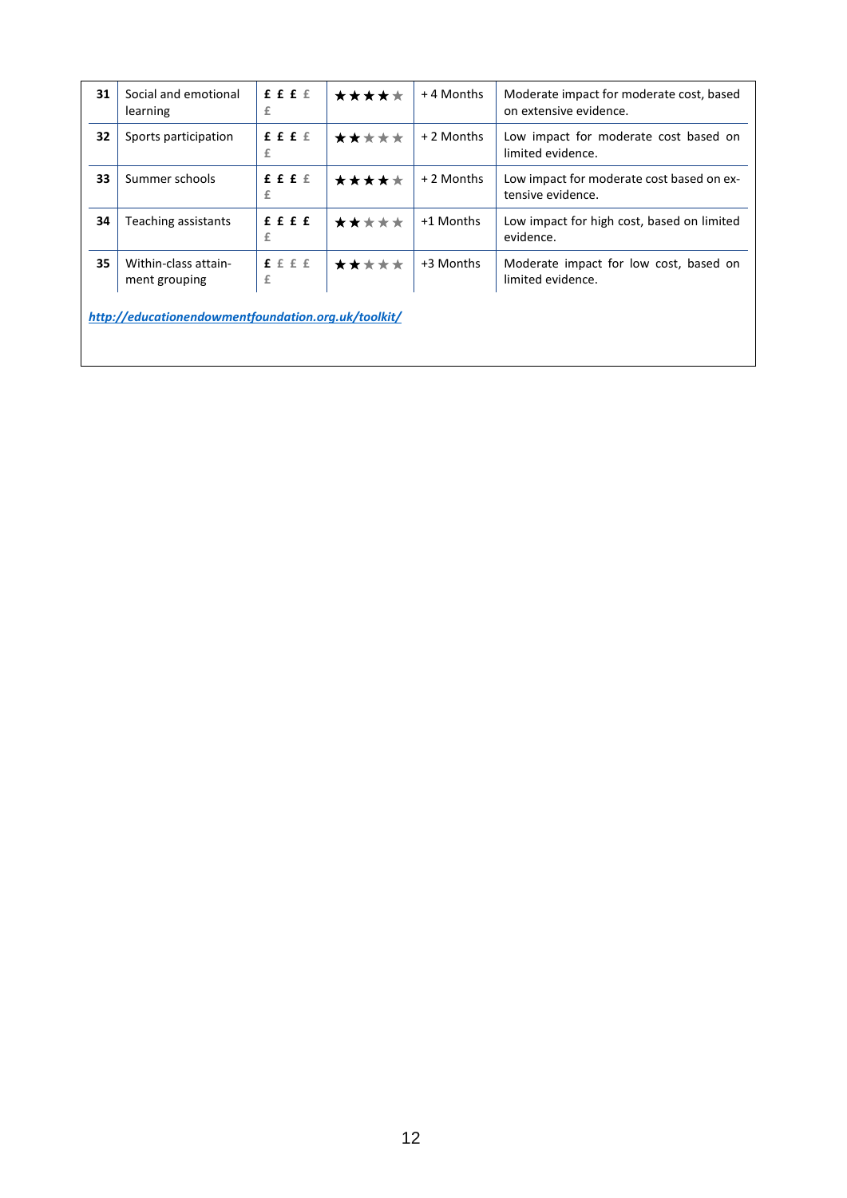| | | | | | |
|---|---|---|---|---|---|
| **31** | Social and emotional learning | £ £ £ £ £ | ★★★★★ | + 4 Months | Moderate impact for moderate cost, based on extensive evidence. |
| **32** | Sports participation | £ £ £ £ £ | ★★★★★ | + 2 Months | Low impact for moderate cost based on limited evidence. |
| **33** | Summer schools | £ £ £ £ £ | ★★★★★ | + 2 Months | Low impact for moderate cost based on extensive evidence. |
| **34** | Teaching assistants | £ £ £ £ £ | ★★★★★ | +1 Months | Low impact for high cost, based on limited evidence. |
| **35** | Within-class attainment grouping | £ £ £ £ £ | ★★★★★ | +3 Months | Moderate impact for low cost, based on limited evidence. |

***http://educationendowmentfoundation.org.uk/toolkit/***